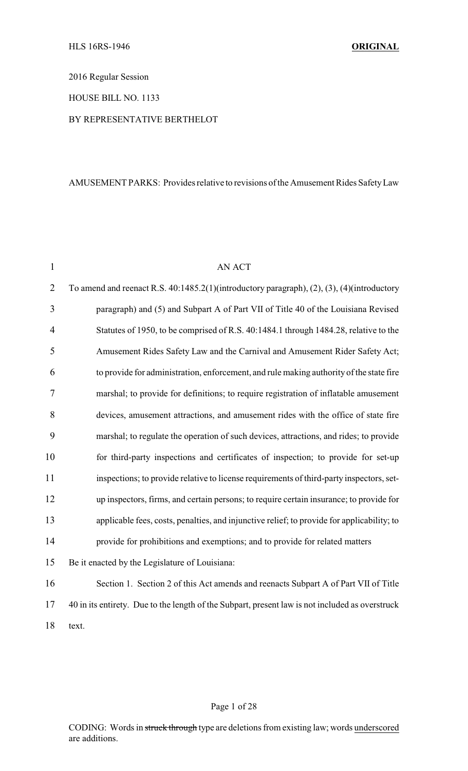HLS 16RS-1946 **ORIGINAL**

2016 Regular Session

HOUSE BILL NO. 1133

BY REPRESENTATIVE BERTHELOT

AMUSEMENT PARKS: Provides relative to revisions of the Amusement Rides Safety Law

AN ACT

To amend and reenact R.S. 40:1485.2(1)(introductory paragraph), (2), (3), (4)(introductory paragraph) and (5) and Subpart A of Part VII of Title 40 of the Louisiana Revised Statutes of 1950, to be comprised of R.S. 40:1484.1 through 1484.28, relative to the Amusement Rides Safety Law and the Carnival and Amusement Rider Safety Act; to provide for administration, enforcement, and rule making authority of the state fire marshal; to provide for definitions; to require registration of inflatable amusement devices, amusement attractions, and amusement rides with the office of state fire marshal; to regulate the operation of such devices, attractions, and rides; to provide for third-party inspections and certificates of inspection; to provide for set-up inspections; to provide relative to license requirements of third-party inspectors, set-up inspectors, firms, and certain persons; to require certain insurance; to provide for applicable fees, costs, penalties, and injunctive relief; to provide for applicability; to provide for prohibitions and exemptions; and to provide for related matters

Be it enacted by the Legislature of Louisiana:

Section 1. Section 2 of this Act amends and reenacts Subpart A of Part VII of Title 40 in its entirety. Due to the length of the Subpart, present law is not included as overstruck text.

CODING: Words in ~~struck through~~ type are deletions from existing law; words underscored are additions.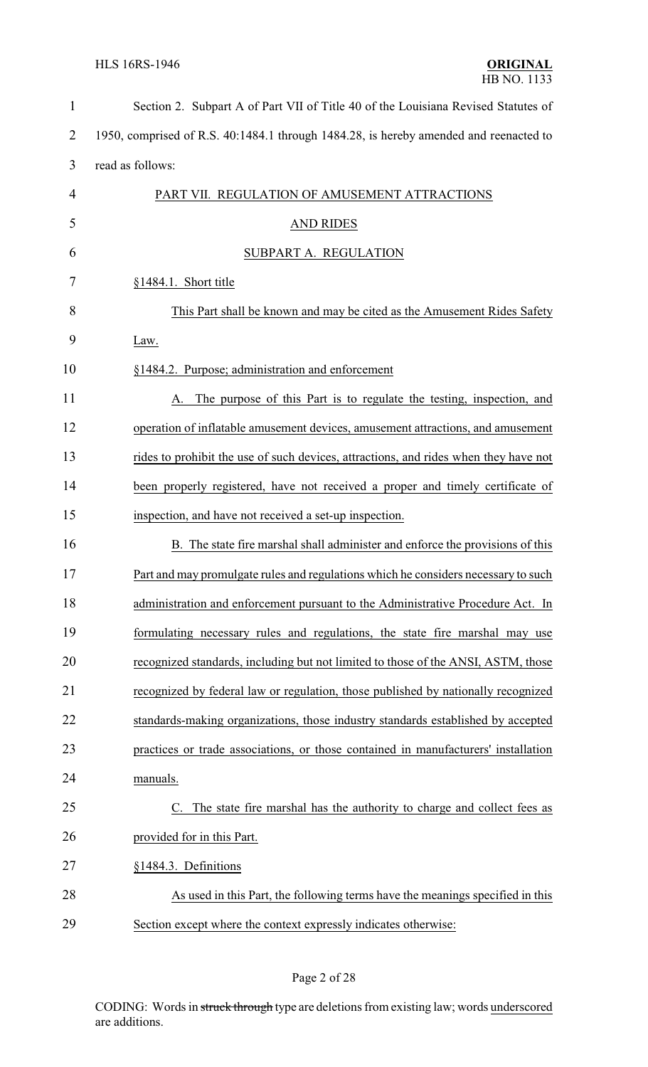Section 2. Subpart A of Part VII of Title 40 of the Louisiana Revised Statutes of 1950, comprised of R.S. 40:1484.1 through 1484.28, is hereby amended and reenacted to read as follows:

PART VII. REGULATION OF AMUSEMENT ATTRACTIONS AND RIDES

SUBPART A. REGULATION

§1484.1. Short title

This Part shall be known and may be cited as the Amusement Rides Safety Law.

§1484.2. Purpose; administration and enforcement

A. The purpose of this Part is to regulate the testing, inspection, and operation of inflatable amusement devices, amusement attractions, and amusement rides to prohibit the use of such devices, attractions, and rides when they have not been properly registered, have not received a proper and timely certificate of inspection, and have not received a set-up inspection.

B. The state fire marshal shall administer and enforce the provisions of this Part and may promulgate rules and regulations which he considers necessary to such administration and enforcement pursuant to the Administrative Procedure Act. In formulating necessary rules and regulations, the state fire marshal may use recognized standards, including but not limited to those of the ANSI, ASTM, those recognized by federal law or regulation, those published by nationally recognized standards-making organizations, those industry standards established by accepted practices or trade associations, or those contained in manufacturers' installation manuals.

C. The state fire marshal has the authority to charge and collect fees as provided for in this Part.

§1484.3. Definitions

As used in this Part, the following terms have the meanings specified in this Section except where the context expressly indicates otherwise: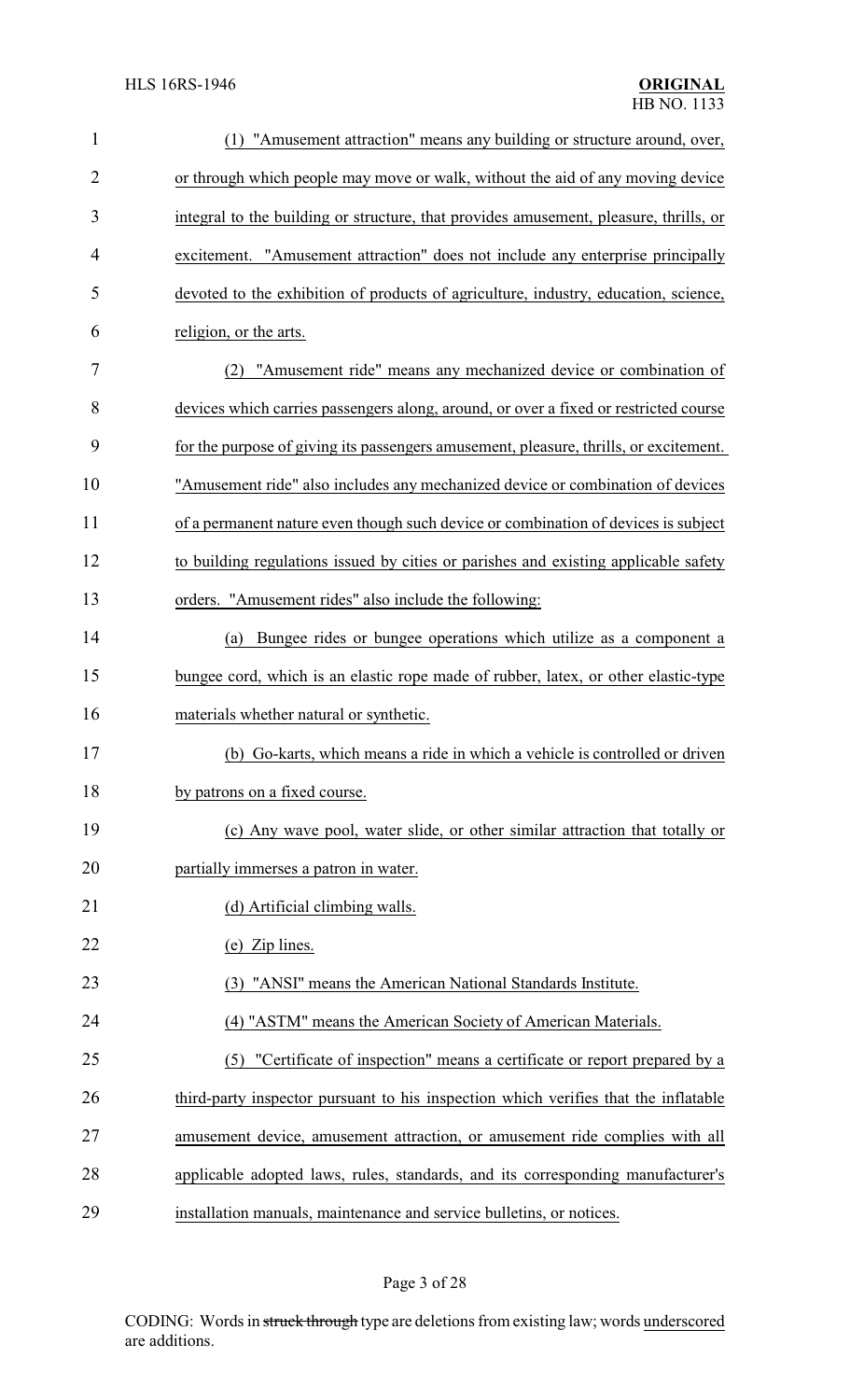(1) "Amusement attraction" means any building or structure around, over, or through which people may move or walk, without the aid of any moving device integral to the building or structure, that provides amusement, pleasure, thrills, or excitement. "Amusement attraction" does not include any enterprise principally devoted to the exhibition of products of agriculture, industry, education, science, religion, or the arts.

(2) "Amusement ride" means any mechanized device or combination of devices which carries passengers along, around, or over a fixed or restricted course for the purpose of giving its passengers amusement, pleasure, thrills, or excitement. "Amusement ride" also includes any mechanized device or combination of devices of a permanent nature even though such device or combination of devices is subject to building regulations issued by cities or parishes and existing applicable safety orders. "Amusement rides" also include the following:

(a) Bungee rides or bungee operations which utilize as a component a bungee cord, which is an elastic rope made of rubber, latex, or other elastic-type materials whether natural or synthetic.

(b) Go-karts, which means a ride in which a vehicle is controlled or driven by patrons on a fixed course.

(c) Any wave pool, water slide, or other similar attraction that totally or partially immerses a patron in water.

(d) Artificial climbing walls.

(e) Zip lines.

(3) "ANSI" means the American National Standards Institute.

(4) "ASTM" means the American Society of American Materials.

(5) "Certificate of inspection" means a certificate or report prepared by a third-party inspector pursuant to his inspection which verifies that the inflatable amusement device, amusement attraction, or amusement ride complies with all applicable adopted laws, rules, standards, and its corresponding manufacturer's installation manuals, maintenance and service bulletins, or notices.

CODING: Words in ~~struck through~~ type are deletions from existing law; words underscored are additions.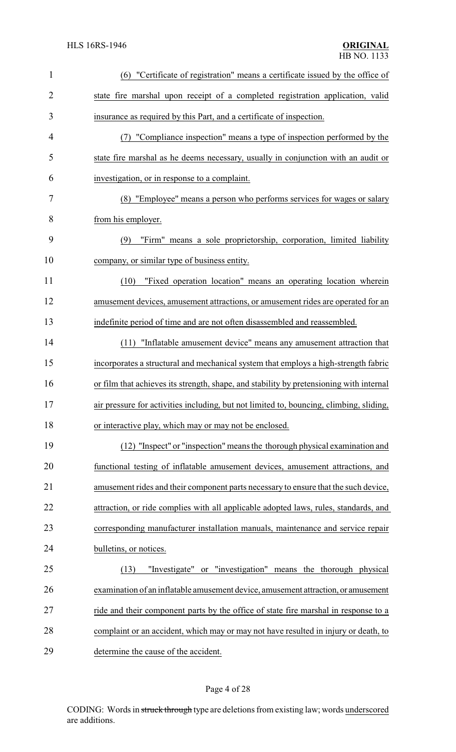(6) "Certificate of registration" means a certificate issued by the office of state fire marshal upon receipt of a completed registration application, valid insurance as required by this Part, and a certificate of inspection.

(7) "Compliance inspection" means a type of inspection performed by the state fire marshal as he deems necessary, usually in conjunction with an audit or investigation, or in response to a complaint.

(8) "Employee" means a person who performs services for wages or salary from his employer.

(9) "Firm" means a sole proprietorship, corporation, limited liability company, or similar type of business entity.

(10) "Fixed operation location" means an operating location wherein amusement devices, amusement attractions, or amusement rides are operated for an indefinite period of time and are not often disassembled and reassembled.

(11) "Inflatable amusement device" means any amusement attraction that incorporates a structural and mechanical system that employs a high-strength fabric or film that achieves its strength, shape, and stability by pretensioning with internal air pressure for activities including, but not limited to, bouncing, climbing, sliding, or interactive play, which may or may not be enclosed.

(12) "Inspect" or "inspection" means the thorough physical examination and functional testing of inflatable amusement devices, amusement attractions, and amusement rides and their component parts necessary to ensure that the such device, attraction, or ride complies with all applicable adopted laws, rules, standards, and corresponding manufacturer installation manuals, maintenance and service repair bulletins, or notices.

(13) "Investigate" or "investigation" means the thorough physical examination of an inflatable amusement device, amusement attraction, or amusement ride and their component parts by the office of state fire marshal in response to a complaint or an accident, which may or may not have resulted in injury or death, to determine the cause of the accident.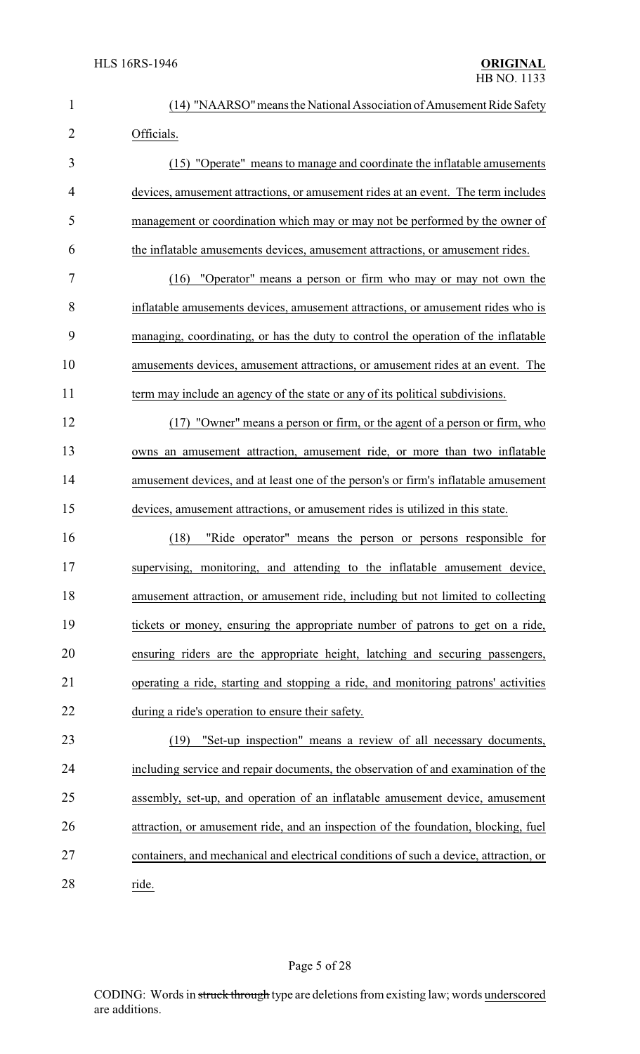(14) "NAARSO" means the National Association of Amusement Ride Safety Officials.

(15) "Operate" means to manage and coordinate the inflatable amusements devices, amusement attractions, or amusement rides at an event. The term includes management or coordination which may or may not be performed by the owner of the inflatable amusements devices, amusement attractions, or amusement rides.

(16) "Operator" means a person or firm who may or may not own the inflatable amusements devices, amusement attractions, or amusement rides who is managing, coordinating, or has the duty to control the operation of the inflatable amusements devices, amusement attractions, or amusement rides at an event. The term may include an agency of the state or any of its political subdivisions.

(17) "Owner" means a person or firm, or the agent of a person or firm, who owns an amusement attraction, amusement ride, or more than two inflatable amusement devices, and at least one of the person's or firm's inflatable amusement devices, amusement attractions, or amusement rides is utilized in this state.

(18) "Ride operator" means the person or persons responsible for supervising, monitoring, and attending to the inflatable amusement device, amusement attraction, or amusement ride, including but not limited to collecting tickets or money, ensuring the appropriate number of patrons to get on a ride, ensuring riders are the appropriate height, latching and securing passengers, operating a ride, starting and stopping a ride, and monitoring patrons' activities during a ride's operation to ensure their safety.

(19) "Set-up inspection" means a review of all necessary documents, including service and repair documents, the observation of and examination of the assembly, set-up, and operation of an inflatable amusement device, amusement attraction, or amusement ride, and an inspection of the foundation, blocking, fuel containers, and mechanical and electrical conditions of such a device, attraction, or ride.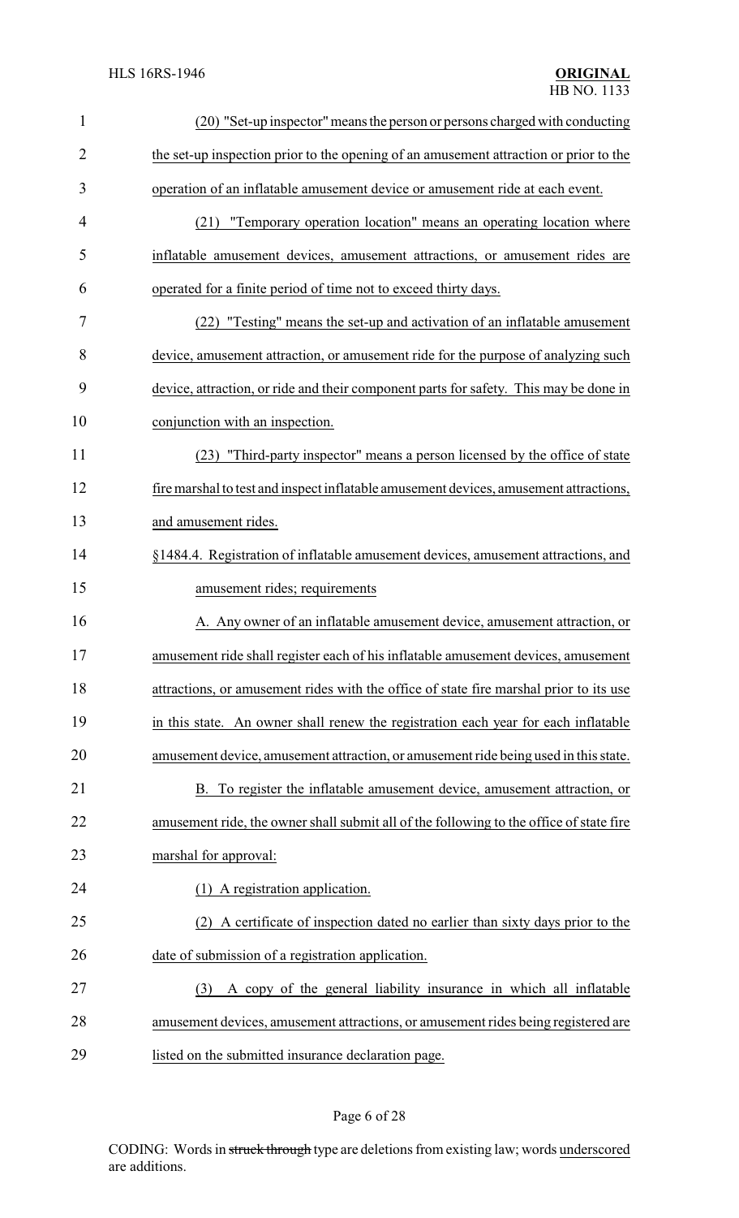(20) "Set-up inspector" means the person or persons charged with conducting the set-up inspection prior to the opening of an amusement attraction or prior to the operation of an inflatable amusement device or amusement ride at each event.

(21) "Temporary operation location" means an operating location where inflatable amusement devices, amusement attractions, or amusement rides are operated for a finite period of time not to exceed thirty days.

(22) "Testing" means the set-up and activation of an inflatable amusement device, amusement attraction, or amusement ride for the purpose of analyzing such device, attraction, or ride and their component parts for safety. This may be done in conjunction with an inspection.

(23) "Third-party inspector" means a person licensed by the office of state fire marshal to test and inspect inflatable amusement devices, amusement attractions, and amusement rides.

§1484.4. Registration of inflatable amusement devices, amusement attractions, and amusement rides; requirements

A. Any owner of an inflatable amusement device, amusement attraction, or amusement ride shall register each of his inflatable amusement devices, amusement attractions, or amusement rides with the office of state fire marshal prior to its use in this state. An owner shall renew the registration each year for each inflatable amusement device, amusement attraction, or amusement ride being used in this state.

B. To register the inflatable amusement device, amusement attraction, or amusement ride, the owner shall submit all of the following to the office of state fire marshal for approval:

(1) A registration application.

(2) A certificate of inspection dated no earlier than sixty days prior to the date of submission of a registration application.

(3) A copy of the general liability insurance in which all inflatable amusement devices, amusement attractions, or amusement rides being registered are listed on the submitted insurance declaration page.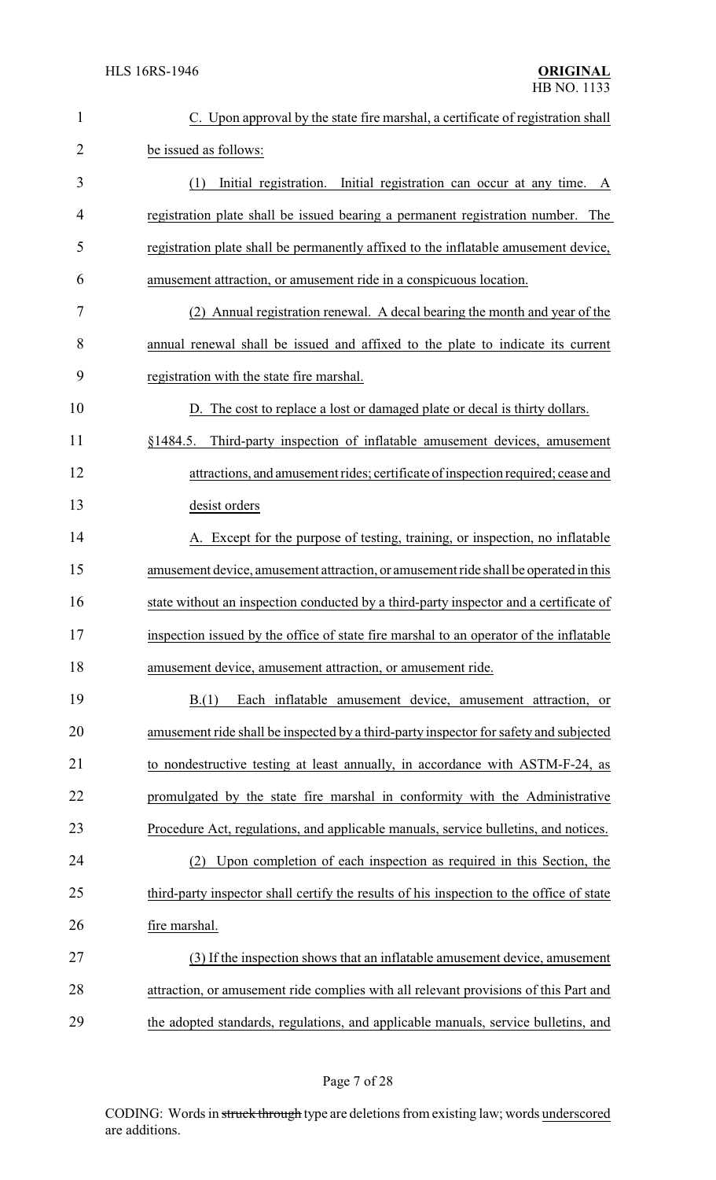C. Upon approval by the state fire marshal, a certificate of registration shall be issued as follows:

(1) Initial registration. Initial registration can occur at any time. A registration plate shall be issued bearing a permanent registration number. The registration plate shall be permanently affixed to the inflatable amusement device, amusement attraction, or amusement ride in a conspicuous location.

(2) Annual registration renewal. A decal bearing the month and year of the annual renewal shall be issued and affixed to the plate to indicate its current registration with the state fire marshal.

D. The cost to replace a lost or damaged plate or decal is thirty dollars.

§1484.5. Third-party inspection of inflatable amusement devices, amusement attractions, and amusement rides; certificate of inspection required; cease and desist orders

A. Except for the purpose of testing, training, or inspection, no inflatable amusement device, amusement attraction, or amusement ride shall be operated in this state without an inspection conducted by a third-party inspector and a certificate of inspection issued by the office of state fire marshal to an operator of the inflatable amusement device, amusement attraction, or amusement ride.

B.(1) Each inflatable amusement device, amusement attraction, or amusement ride shall be inspected by a third-party inspector for safety and subjected to nondestructive testing at least annually, in accordance with ASTM-F-24, as promulgated by the state fire marshal in conformity with the Administrative Procedure Act, regulations, and applicable manuals, service bulletins, and notices.

(2) Upon completion of each inspection as required in this Section, the third-party inspector shall certify the results of his inspection to the office of state fire marshal.

(3) If the inspection shows that an inflatable amusement device, amusement attraction, or amusement ride complies with all relevant provisions of this Part and the adopted standards, regulations, and applicable manuals, service bulletins, and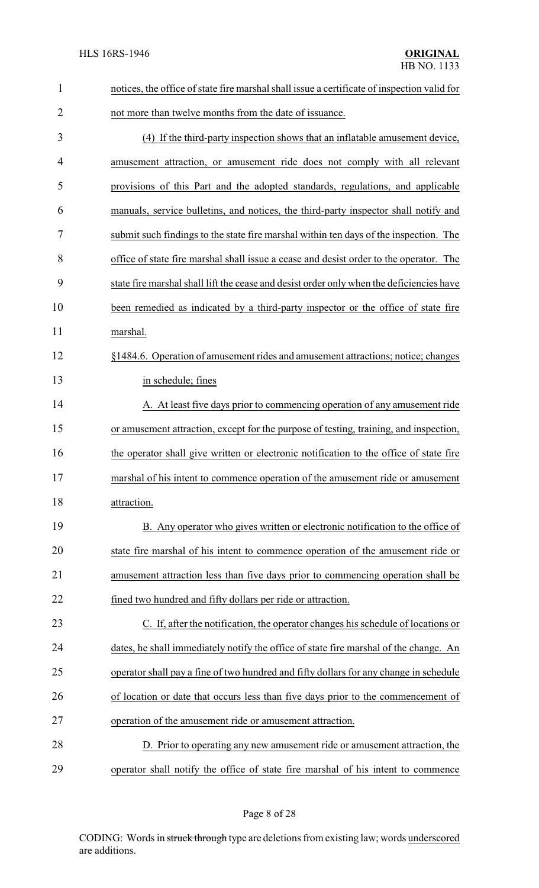notices, the office of state fire marshal shall issue a certificate of inspection valid for not more than twelve months from the date of issuance.

(4) If the third-party inspection shows that an inflatable amusement device, amusement attraction, or amusement ride does not comply with all relevant provisions of this Part and the adopted standards, regulations, and applicable manuals, service bulletins, and notices, the third-party inspector shall notify and submit such findings to the state fire marshal within ten days of the inspection. The office of state fire marshal shall issue a cease and desist order to the operator. The state fire marshal shall lift the cease and desist order only when the deficiencies have been remedied as indicated by a third-party inspector or the office of state fire marshal.

§1484.6. Operation of amusement rides and amusement attractions; notice; changes in schedule; fines

A. At least five days prior to commencing operation of any amusement ride or amusement attraction, except for the purpose of testing, training, and inspection, the operator shall give written or electronic notification to the office of state fire marshal of his intent to commence operation of the amusement ride or amusement attraction.

B. Any operator who gives written or electronic notification to the office of state fire marshal of his intent to commence operation of the amusement ride or amusement attraction less than five days prior to commencing operation shall be fined two hundred and fifty dollars per ride or attraction.

C. If, after the notification, the operator changes his schedule of locations or dates, he shall immediately notify the office of state fire marshal of the change. An operator shall pay a fine of two hundred and fifty dollars for any change in schedule of location or date that occurs less than five days prior to the commencement of operation of the amusement ride or amusement attraction.

D. Prior to operating any new amusement ride or amusement attraction, the operator shall notify the office of state fire marshal of his intent to commence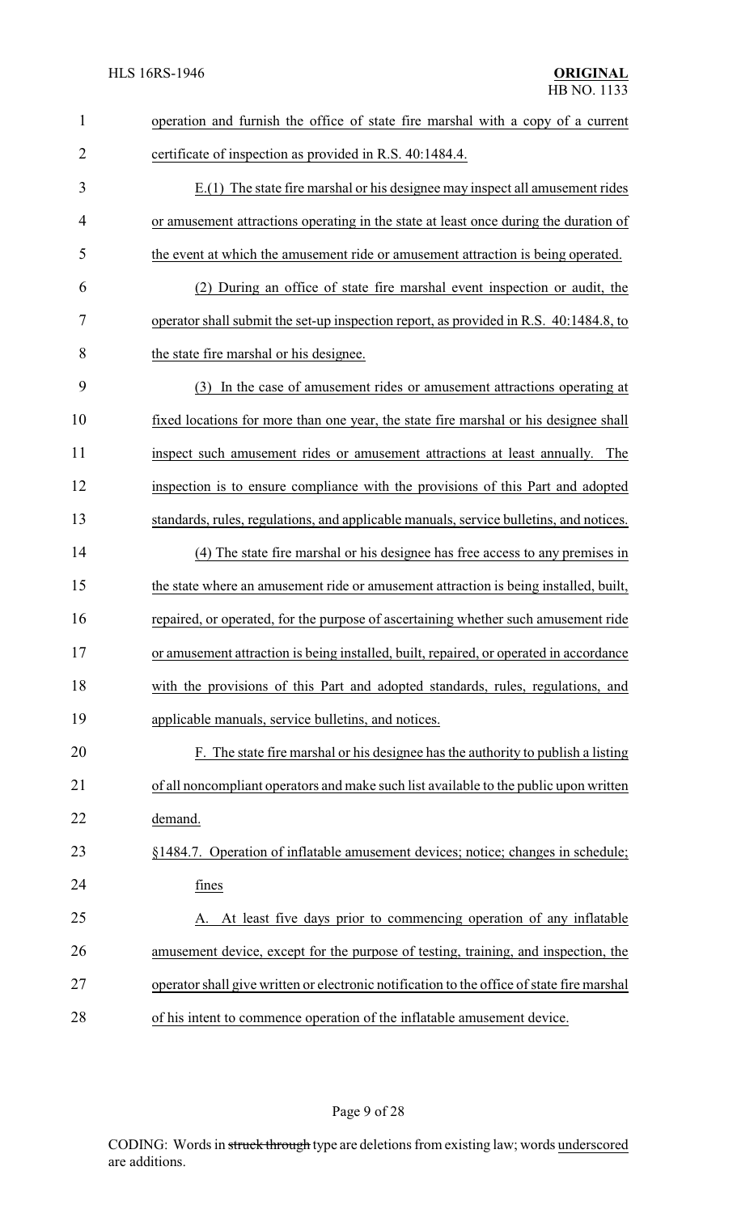operation and furnish the office of state fire marshal with a copy of a current certificate of inspection as provided in R.S. 40:1484.4.

E.(1) The state fire marshal or his designee may inspect all amusement rides or amusement attractions operating in the state at least once during the duration of the event at which the amusement ride or amusement attraction is being operated.

(2) During an office of state fire marshal event inspection or audit, the operator shall submit the set-up inspection report, as provided in R.S. 40:1484.8, to the state fire marshal or his designee.

(3) In the case of amusement rides or amusement attractions operating at fixed locations for more than one year, the state fire marshal or his designee shall inspect such amusement rides or amusement attractions at least annually. The inspection is to ensure compliance with the provisions of this Part and adopted standards, rules, regulations, and applicable manuals, service bulletins, and notices.

(4) The state fire marshal or his designee has free access to any premises in the state where an amusement ride or amusement attraction is being installed, built, repaired, or operated, for the purpose of ascertaining whether such amusement ride or amusement attraction is being installed, built, repaired, or operated in accordance with the provisions of this Part and adopted standards, rules, regulations, and applicable manuals, service bulletins, and notices.

F. The state fire marshal or his designee has the authority to publish a listing of all noncompliant operators and make such list available to the public upon written demand.

§1484.7. Operation of inflatable amusement devices; notice; changes in schedule; fines

A. At least five days prior to commencing operation of any inflatable amusement device, except for the purpose of testing, training, and inspection, the operator shall give written or electronic notification to the office of state fire marshal of his intent to commence operation of the inflatable amusement device.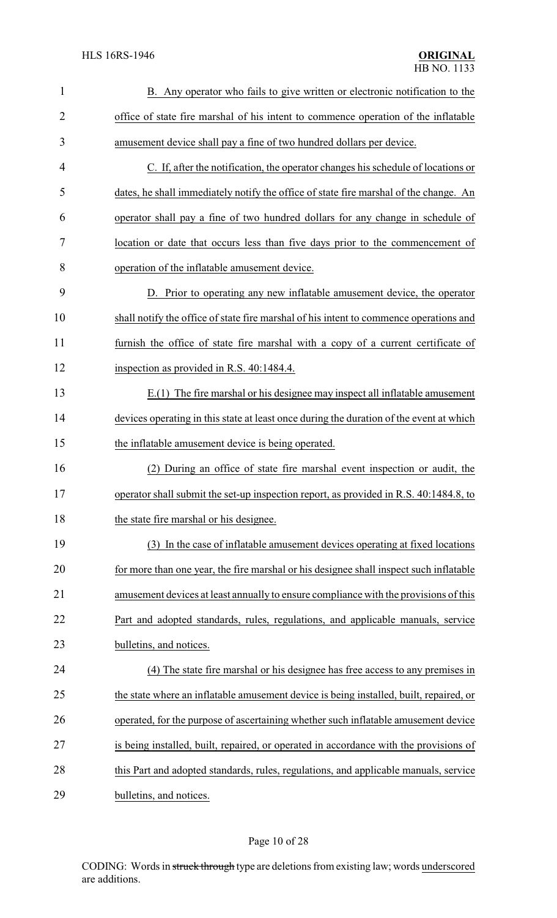B. Any operator who fails to give written or electronic notification to the office of state fire marshal of his intent to commence operation of the inflatable amusement device shall pay a fine of two hundred dollars per device.

C. If, after the notification, the operator changes his schedule of locations or dates, he shall immediately notify the office of state fire marshal of the change. An operator shall pay a fine of two hundred dollars for any change in schedule of location or date that occurs less than five days prior to the commencement of operation of the inflatable amusement device.

D. Prior to operating any new inflatable amusement device, the operator shall notify the office of state fire marshal of his intent to commence operations and furnish the office of state fire marshal with a copy of a current certificate of inspection as provided in R.S. 40:1484.4.

E.(1) The fire marshal or his designee may inspect all inflatable amusement devices operating in this state at least once during the duration of the event at which the inflatable amusement device is being operated.

(2) During an office of state fire marshal event inspection or audit, the operator shall submit the set-up inspection report, as provided in R.S. 40:1484.8, to the state fire marshal or his designee.

(3) In the case of inflatable amusement devices operating at fixed locations for more than one year, the fire marshal or his designee shall inspect such inflatable amusement devices at least annually to ensure compliance with the provisions of this Part and adopted standards, rules, regulations, and applicable manuals, service bulletins, and notices.

(4) The state fire marshal or his designee has free access to any premises in the state where an inflatable amusement device is being installed, built, repaired, or operated, for the purpose of ascertaining whether such inflatable amusement device is being installed, built, repaired, or operated in accordance with the provisions of this Part and adopted standards, rules, regulations, and applicable manuals, service bulletins, and notices.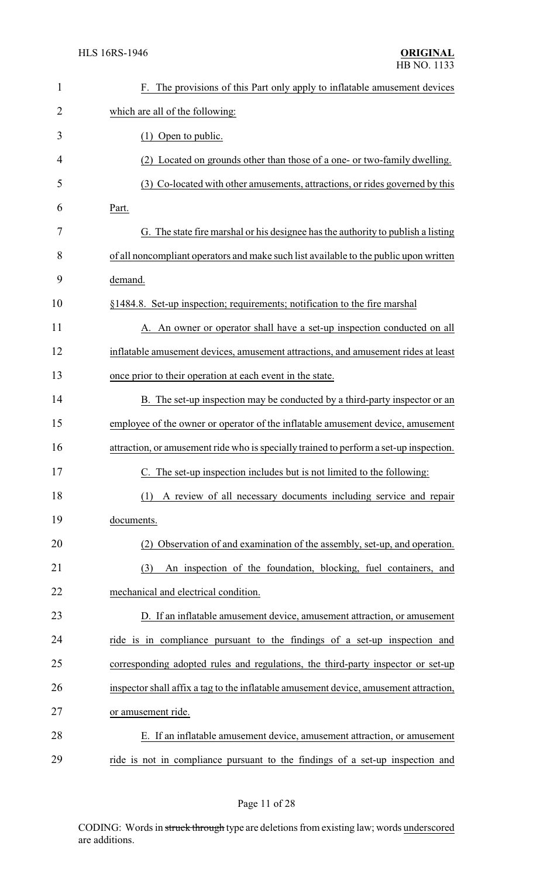F. The provisions of this Part only apply to inflatable amusement devices which are all of the following:

(1) Open to public.

(2) Located on grounds other than those of a one- or two-family dwelling.

(3) Co-located with other amusements, attractions, or rides governed by this Part.

G. The state fire marshal or his designee has the authority to publish a listing of all noncompliant operators and make such list available to the public upon written demand.

§1484.8. Set-up inspection; requirements; notification to the fire marshal

A. An owner or operator shall have a set-up inspection conducted on all inflatable amusement devices, amusement attractions, and amusement rides at least once prior to their operation at each event in the state.

B. The set-up inspection may be conducted by a third-party inspector or an employee of the owner or operator of the inflatable amusement device, amusement attraction, or amusement ride who is specially trained to perform a set-up inspection.

C. The set-up inspection includes but is not limited to the following:

(1) A review of all necessary documents including service and repair documents.

(2) Observation of and examination of the assembly, set-up, and operation.

(3) An inspection of the foundation, blocking, fuel containers, and mechanical and electrical condition.

D. If an inflatable amusement device, amusement attraction, or amusement ride is in compliance pursuant to the findings of a set-up inspection and corresponding adopted rules and regulations, the third-party inspector or set-up inspector shall affix a tag to the inflatable amusement device, amusement attraction, or amusement ride.

E. If an inflatable amusement device, amusement attraction, or amusement ride is not in compliance pursuant to the findings of a set-up inspection and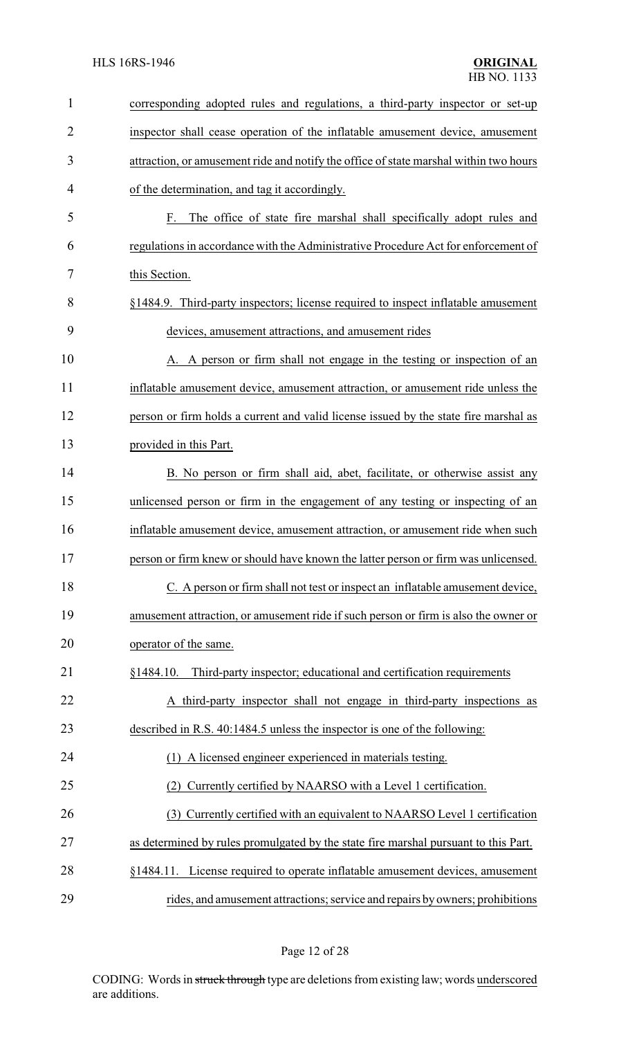corresponding adopted rules and regulations, a third-party inspector or set-up inspector shall cease operation of the inflatable amusement device, amusement attraction, or amusement ride and notify the office of state marshal within two hours of the determination, and tag it accordingly.

F. The office of state fire marshal shall specifically adopt rules and regulations in accordance with the Administrative Procedure Act for enforcement of this Section.

§1484.9. Third-party inspectors; license required to inspect inflatable amusement devices, amusement attractions, and amusement rides

A. A person or firm shall not engage in the testing or inspection of an inflatable amusement device, amusement attraction, or amusement ride unless the person or firm holds a current and valid license issued by the state fire marshal as provided in this Part.

B. No person or firm shall aid, abet, facilitate, or otherwise assist any unlicensed person or firm in the engagement of any testing or inspecting of an inflatable amusement device, amusement attraction, or amusement ride when such person or firm knew or should have known the latter person or firm was unlicensed.

C. A person or firm shall not test or inspect an inflatable amusement device, amusement attraction, or amusement ride if such person or firm is also the owner or operator of the same.

§1484.10. Third-party inspector; educational and certification requirements

A third-party inspector shall not engage in third-party inspections as described in R.S. 40:1484.5 unless the inspector is one of the following:

(1) A licensed engineer experienced in materials testing.

(2) Currently certified by NAARSO with a Level 1 certification.

(3) Currently certified with an equivalent to NAARSO Level 1 certification as determined by rules promulgated by the state fire marshal pursuant to this Part.

§1484.11. License required to operate inflatable amusement devices, amusement rides, and amusement attractions; service and repairs by owners; prohibitions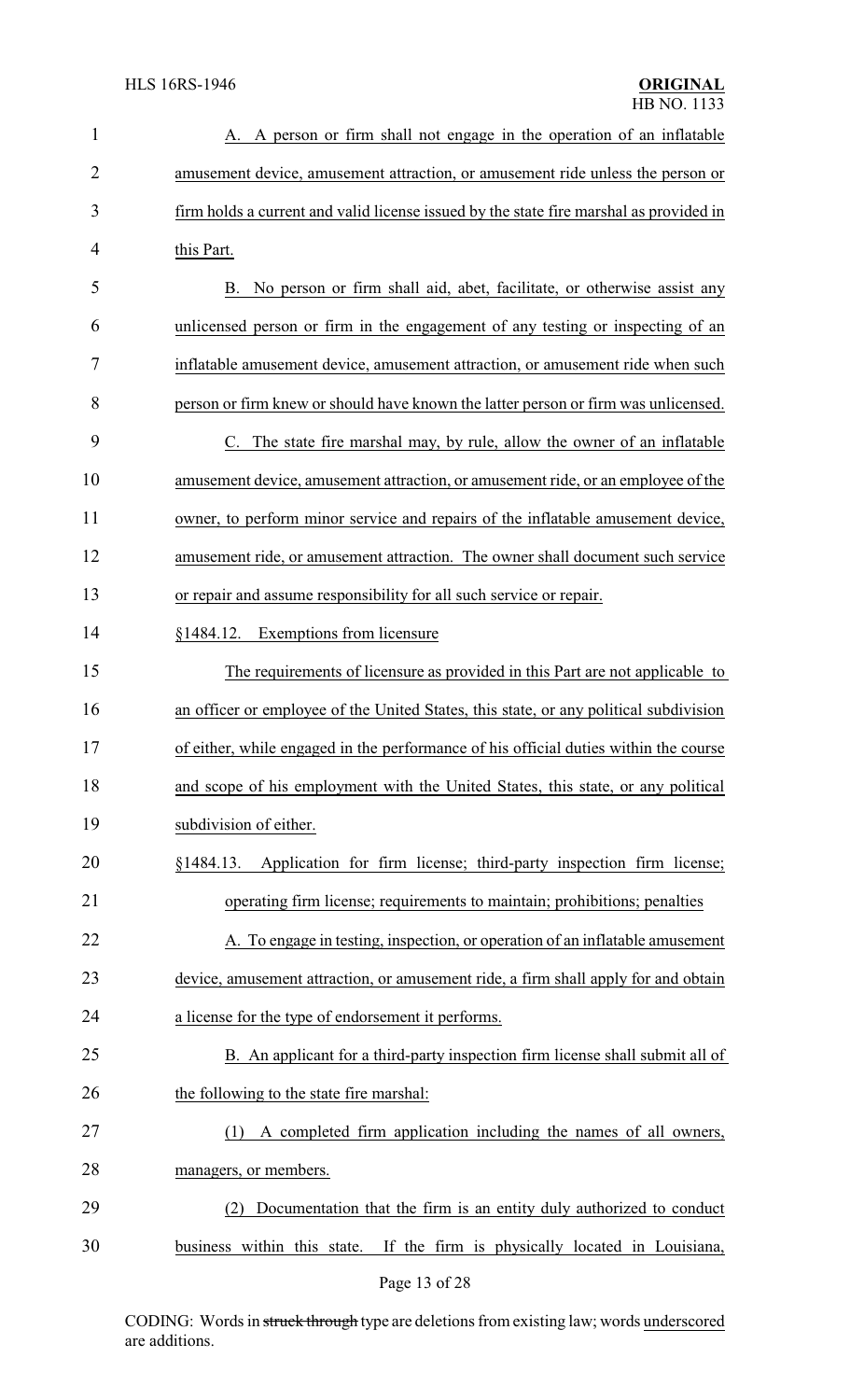A. A person or firm shall not engage in the operation of an inflatable amusement device, amusement attraction, or amusement ride unless the person or firm holds a current and valid license issued by the state fire marshal as provided in this Part.

B. No person or firm shall aid, abet, facilitate, or otherwise assist any unlicensed person or firm in the engagement of any testing or inspecting of an inflatable amusement device, amusement attraction, or amusement ride when such person or firm knew or should have known the latter person or firm was unlicensed.

C. The state fire marshal may, by rule, allow the owner of an inflatable amusement device, amusement attraction, or amusement ride, or an employee of the owner, to perform minor service and repairs of the inflatable amusement device, amusement ride, or amusement attraction. The owner shall document such service or repair and assume responsibility for all such service or repair.

§1484.12. Exemptions from licensure

The requirements of licensure as provided in this Part are not applicable to an officer or employee of the United States, this state, or any political subdivision of either, while engaged in the performance of his official duties within the course and scope of his employment with the United States, this state, or any political subdivision of either.

§1484.13. Application for firm license; third-party inspection firm license; operating firm license; requirements to maintain; prohibitions; penalties

A. To engage in testing, inspection, or operation of an inflatable amusement device, amusement attraction, or amusement ride, a firm shall apply for and obtain a license for the type of endorsement it performs.

B. An applicant for a third-party inspection firm license shall submit all of the following to the state fire marshal:

(1) A completed firm application including the names of all owners, managers, or members.

(2) Documentation that the firm is an entity duly authorized to conduct business within this state. If the firm is physically located in Louisiana,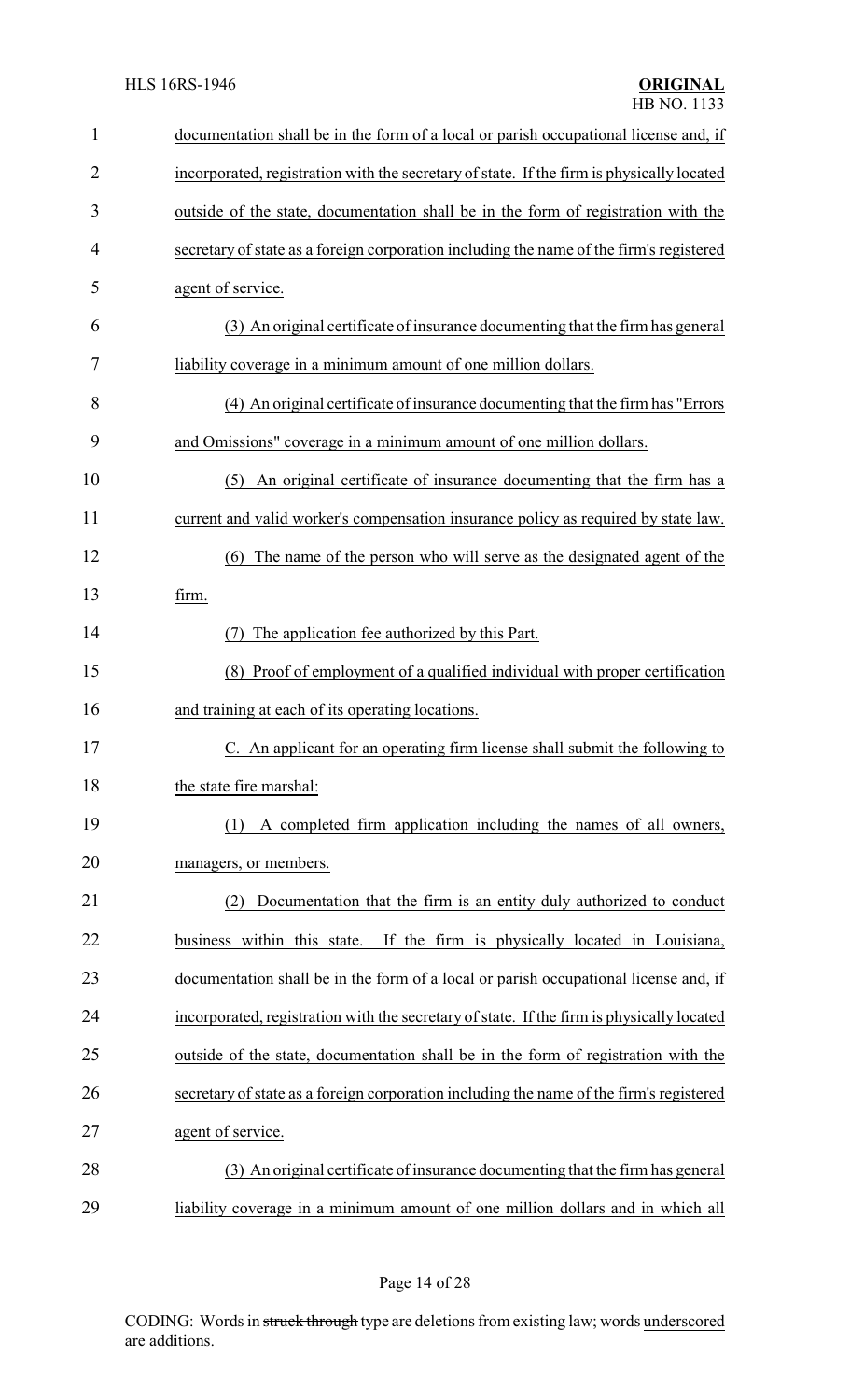documentation shall be in the form of a local or parish occupational license and, if incorporated, registration with the secretary of state. If the firm is physically located outside of the state, documentation shall be in the form of registration with the secretary of state as a foreign corporation including the name of the firm's registered agent of service.

(3) An original certificate of insurance documenting that the firm has general liability coverage in a minimum amount of one million dollars.

(4) An original certificate of insurance documenting that the firm has "Errors and Omissions" coverage in a minimum amount of one million dollars.

(5) An original certificate of insurance documenting that the firm has a current and valid worker's compensation insurance policy as required by state law.

(6) The name of the person who will serve as the designated agent of the firm.

(7) The application fee authorized by this Part.

(8) Proof of employment of a qualified individual with proper certification and training at each of its operating locations.

C. An applicant for an operating firm license shall submit the following to the state fire marshal:

(1) A completed firm application including the names of all owners, managers, or members.

(2) Documentation that the firm is an entity duly authorized to conduct business within this state. If the firm is physically located in Louisiana, documentation shall be in the form of a local or parish occupational license and, if incorporated, registration with the secretary of state. If the firm is physically located outside of the state, documentation shall be in the form of registration with the secretary of state as a foreign corporation including the name of the firm's registered agent of service.

(3) An original certificate of insurance documenting that the firm has general liability coverage in a minimum amount of one million dollars and in which all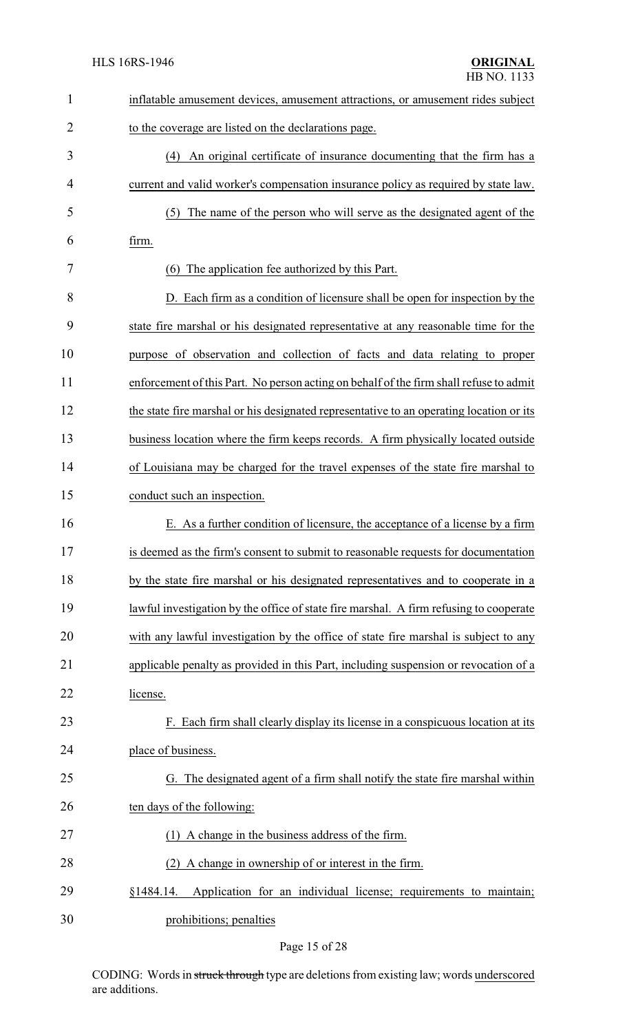inflatable amusement devices, amusement attractions, or amusement rides subject to the coverage are listed on the declarations page.

(4) An original certificate of insurance documenting that the firm has a current and valid worker's compensation insurance policy as required by state law.

(5) The name of the person who will serve as the designated agent of the firm.

(6) The application fee authorized by this Part.

D. Each firm as a condition of licensure shall be open for inspection by the state fire marshal or his designated representative at any reasonable time for the purpose of observation and collection of facts and data relating to proper enforcement of this Part. No person acting on behalf of the firm shall refuse to admit the state fire marshal or his designated representative to an operating location or its business location where the firm keeps records. A firm physically located outside of Louisiana may be charged for the travel expenses of the state fire marshal to conduct such an inspection.

E. As a further condition of licensure, the acceptance of a license by a firm is deemed as the firm's consent to submit to reasonable requests for documentation by the state fire marshal or his designated representatives and to cooperate in a lawful investigation by the office of state fire marshal. A firm refusing to cooperate with any lawful investigation by the office of state fire marshal is subject to any applicable penalty as provided in this Part, including suspension or revocation of a license.

F. Each firm shall clearly display its license in a conspicuous location at its place of business.

G. The designated agent of a firm shall notify the state fire marshal within ten days of the following:

(1) A change in the business address of the firm.

(2) A change in ownership of or interest in the firm.

§1484.14. Application for an individual license; requirements to maintain; prohibitions; penalties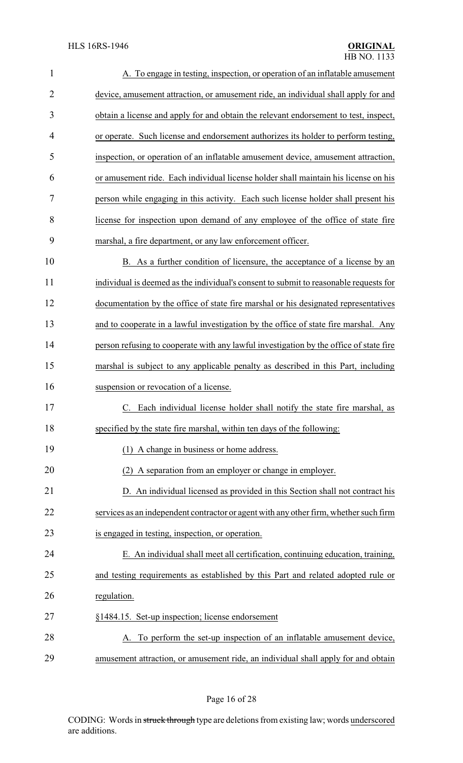A. To engage in testing, inspection, or operation of an inflatable amusement device, amusement attraction, or amusement ride, an individual shall apply for and obtain a license and apply for and obtain the relevant endorsement to test, inspect, or operate. Such license and endorsement authorizes its holder to perform testing, inspection, or operation of an inflatable amusement device, amusement attraction, or amusement ride. Each individual license holder shall maintain his license on his person while engaging in this activity. Each such license holder shall present his license for inspection upon demand of any employee of the office of state fire marshal, a fire department, or any law enforcement officer.

B. As a further condition of licensure, the acceptance of a license by an individual is deemed as the individual's consent to submit to reasonable requests for documentation by the office of state fire marshal or his designated representatives and to cooperate in a lawful investigation by the office of state fire marshal. Any person refusing to cooperate with any lawful investigation by the office of state fire marshal is subject to any applicable penalty as described in this Part, including suspension or revocation of a license.

C. Each individual license holder shall notify the state fire marshal, as specified by the state fire marshal, within ten days of the following:

(1) A change in business or home address.

(2) A separation from an employer or change in employer.

D. An individual licensed as provided in this Section shall not contract his services as an independent contractor or agent with any other firm, whether such firm is engaged in testing, inspection, or operation.

E. An individual shall meet all certification, continuing education, training, and testing requirements as established by this Part and related adopted rule or regulation.

§1484.15. Set-up inspection; license endorsement

A. To perform the set-up inspection of an inflatable amusement device, amusement attraction, or amusement ride, an individual shall apply for and obtain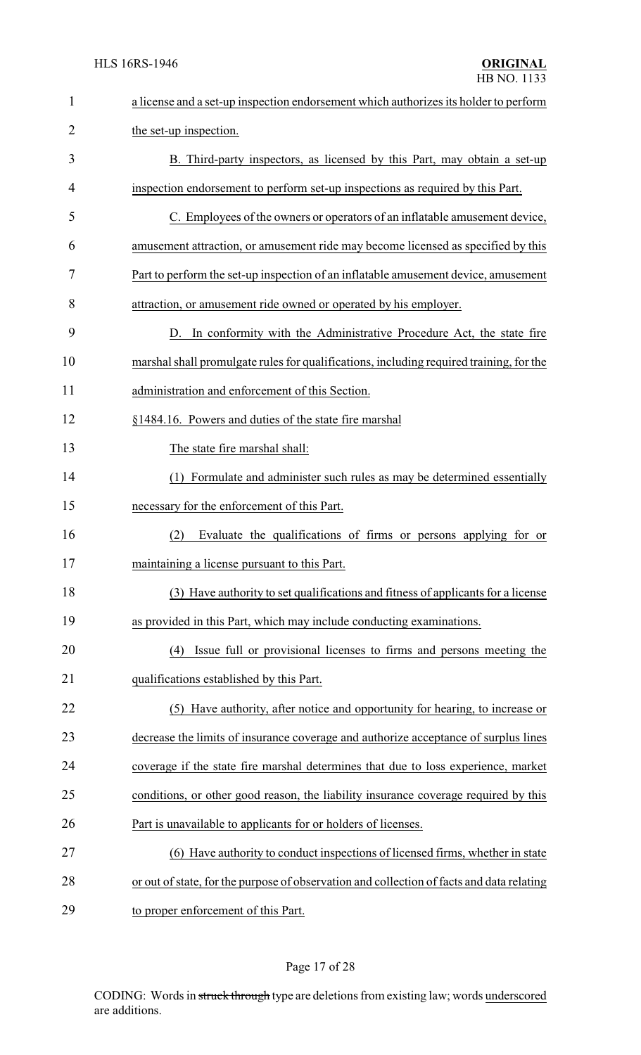a license and a set-up inspection endorsement which authorizes its holder to perform the set-up inspection.

B. Third-party inspectors, as licensed by this Part, may obtain a set-up inspection endorsement to perform set-up inspections as required by this Part.

C. Employees of the owners or operators of an inflatable amusement device, amusement attraction, or amusement ride may become licensed as specified by this Part to perform the set-up inspection of an inflatable amusement device, amusement attraction, or amusement ride owned or operated by his employer.

D. In conformity with the Administrative Procedure Act, the state fire marshal shall promulgate rules for qualifications, including required training, for the administration and enforcement of this Section.

§1484.16. Powers and duties of the state fire marshal

The state fire marshal shall:

(1) Formulate and administer such rules as may be determined essentially necessary for the enforcement of this Part.

(2) Evaluate the qualifications of firms or persons applying for or maintaining a license pursuant to this Part.

(3) Have authority to set qualifications and fitness of applicants for a license as provided in this Part, which may include conducting examinations.

(4) Issue full or provisional licenses to firms and persons meeting the qualifications established by this Part.

(5) Have authority, after notice and opportunity for hearing, to increase or decrease the limits of insurance coverage and authorize acceptance of surplus lines coverage if the state fire marshal determines that due to loss experience, market conditions, or other good reason, the liability insurance coverage required by this Part is unavailable to applicants for or holders of licenses.

(6) Have authority to conduct inspections of licensed firms, whether in state or out of state, for the purpose of observation and collection of facts and data relating to proper enforcement of this Part.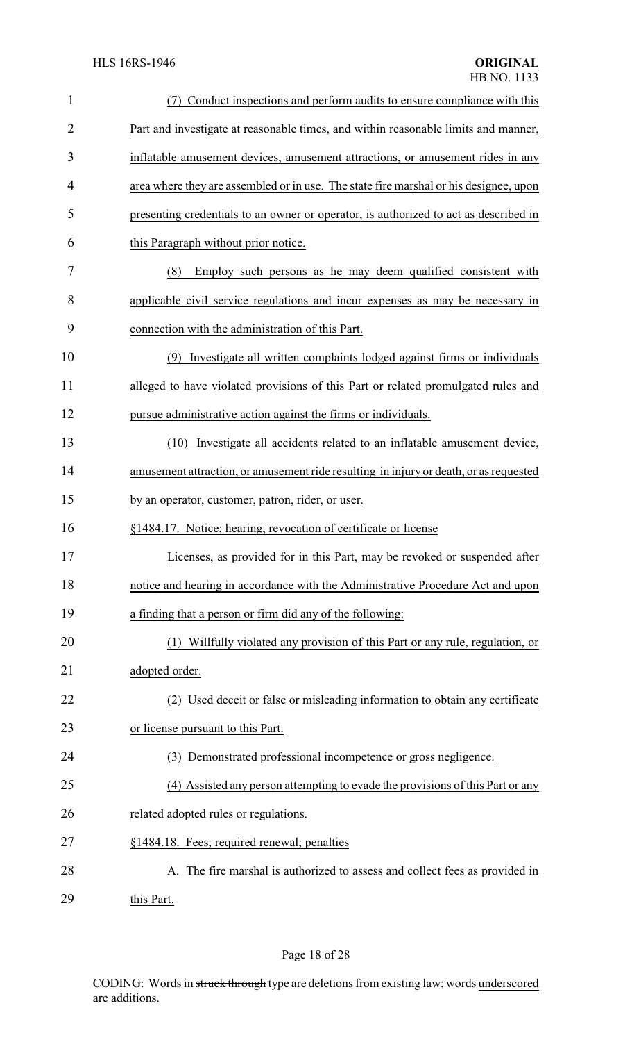(7) Conduct inspections and perform audits to ensure compliance with this Part and investigate at reasonable times, and within reasonable limits and manner, inflatable amusement devices, amusement attractions, or amusement rides in any area where they are assembled or in use. The state fire marshal or his designee, upon presenting credentials to an owner or operator, is authorized to act as described in this Paragraph without prior notice.

(8) Employ such persons as he may deem qualified consistent with applicable civil service regulations and incur expenses as may be necessary in connection with the administration of this Part.

(9) Investigate all written complaints lodged against firms or individuals alleged to have violated provisions of this Part or related promulgated rules and pursue administrative action against the firms or individuals.

(10) Investigate all accidents related to an inflatable amusement device, amusement attraction, or amusement ride resulting in injury or death, or as requested by an operator, customer, patron, rider, or user.

§1484.17. Notice; hearing; revocation of certificate or license

Licenses, as provided for in this Part, may be revoked or suspended after notice and hearing in accordance with the Administrative Procedure Act and upon a finding that a person or firm did any of the following:

(1) Willfully violated any provision of this Part or any rule, regulation, or adopted order.

(2) Used deceit or false or misleading information to obtain any certificate or license pursuant to this Part.

(3) Demonstrated professional incompetence or gross negligence.

(4) Assisted any person attempting to evade the provisions of this Part or any related adopted rules or regulations.

§1484.18. Fees; required renewal; penalties

A. The fire marshal is authorized to assess and collect fees as provided in this Part.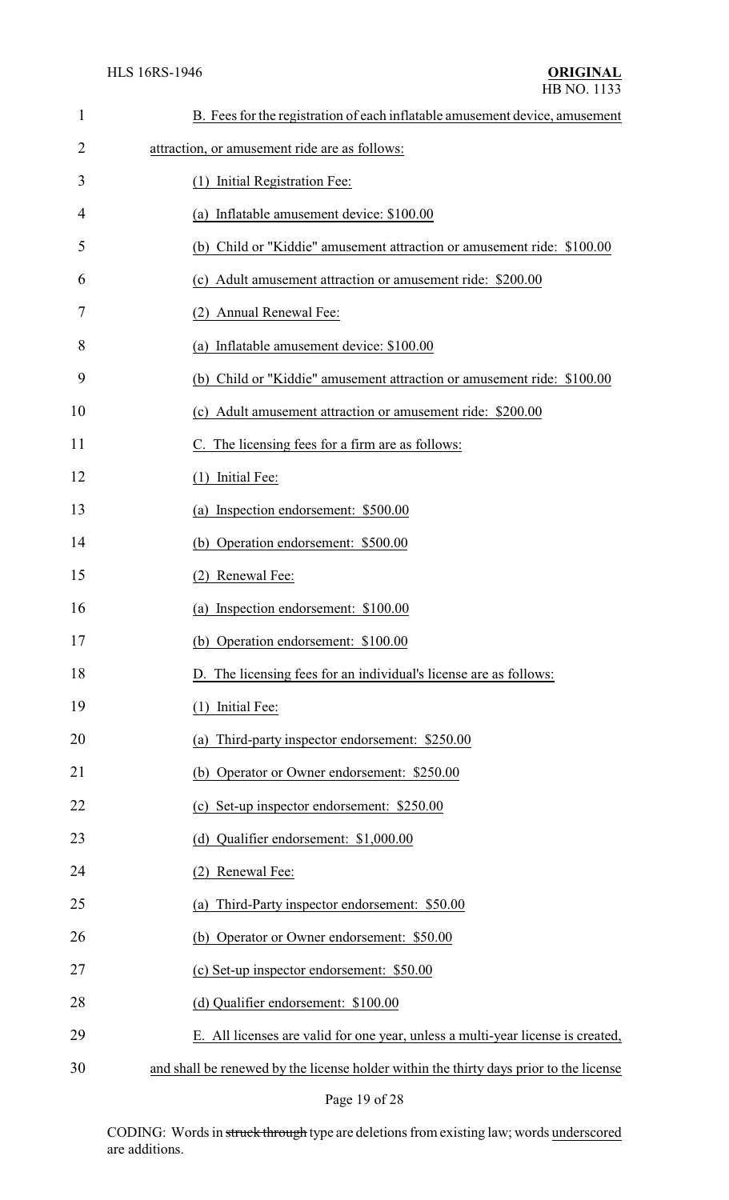B. Fees for the registration of each inflatable amusement device, amusement attraction, or amusement ride are as follows:

(1) Initial Registration Fee:

(a) Inflatable amusement device: $100.00

(b) Child or "Kiddie" amusement attraction or amusement ride: $100.00

(c) Adult amusement attraction or amusement ride: $200.00

(2) Annual Renewal Fee:

(a) Inflatable amusement device: $100.00

(b) Child or "Kiddie" amusement attraction or amusement ride: $100.00

(c) Adult amusement attraction or amusement ride: $200.00

C. The licensing fees for a firm are as follows:

(1) Initial Fee:

(a) Inspection endorsement: $500.00

(b) Operation endorsement: $500.00

(2) Renewal Fee:

(a) Inspection endorsement: $100.00

(b) Operation endorsement: $100.00

D. The licensing fees for an individual's license are as follows:

(1) Initial Fee:

(a) Third-party inspector endorsement: $250.00

(b) Operator or Owner endorsement: $250.00

(c) Set-up inspector endorsement: $250.00

(d) Qualifier endorsement: $1,000.00

(2) Renewal Fee:

(a) Third-Party inspector endorsement: $50.00

(b) Operator or Owner endorsement: $50.00

(c) Set-up inspector endorsement: $50.00

(d) Qualifier endorsement: $100.00

E. All licenses are valid for one year, unless a multi-year license is created, and shall be renewed by the license holder within the thirty days prior to the license

CODING: Words in ~~struck through~~ type are deletions from existing law; words underscored are additions.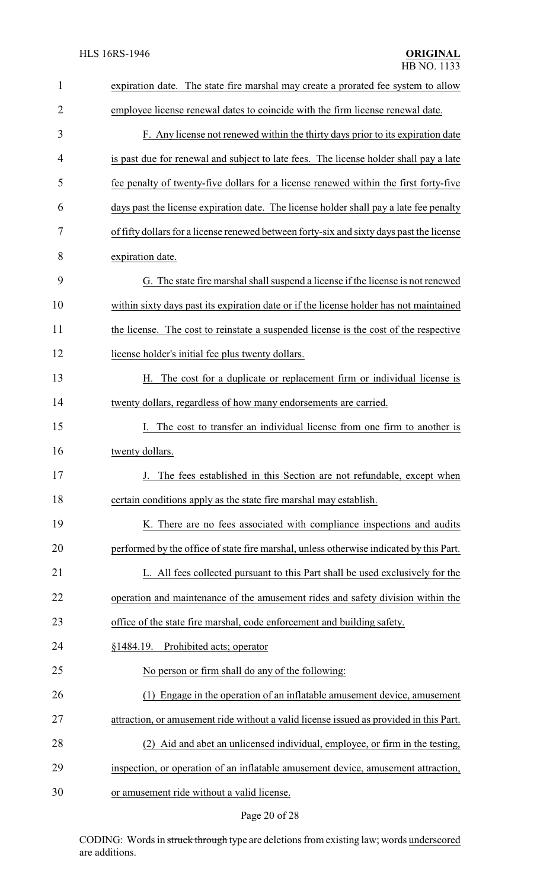expiration date. The state fire marshal may create a prorated fee system to allow employee license renewal dates to coincide with the firm license renewal date.

F. Any license not renewed within the thirty days prior to its expiration date is past due for renewal and subject to late fees. The license holder shall pay a late fee penalty of twenty-five dollars for a license renewed within the first forty-five days past the license expiration date. The license holder shall pay a late fee penalty of fifty dollars for a license renewed between forty-six and sixty days past the license expiration date.

G. The state fire marshal shall suspend a license if the license is not renewed within sixty days past its expiration date or if the license holder has not maintained the license. The cost to reinstate a suspended license is the cost of the respective license holder's initial fee plus twenty dollars.

H. The cost for a duplicate or replacement firm or individual license is twenty dollars, regardless of how many endorsements are carried.

I. The cost to transfer an individual license from one firm to another is twenty dollars.

J. The fees established in this Section are not refundable, except when certain conditions apply as the state fire marshal may establish.

K. There are no fees associated with compliance inspections and audits performed by the office of state fire marshal, unless otherwise indicated by this Part.

L. All fees collected pursuant to this Part shall be used exclusively for the operation and maintenance of the amusement rides and safety division within the office of the state fire marshal, code enforcement and building safety.

§1484.19. Prohibited acts; operator

No person or firm shall do any of the following:

(1) Engage in the operation of an inflatable amusement device, amusement attraction, or amusement ride without a valid license issued as provided in this Part.

(2) Aid and abet an unlicensed individual, employee, or firm in the testing, inspection, or operation of an inflatable amusement device, amusement attraction, or amusement ride without a valid license.

CODING: Words in ~~struck through~~ type are deletions from existing law; words underscored are additions.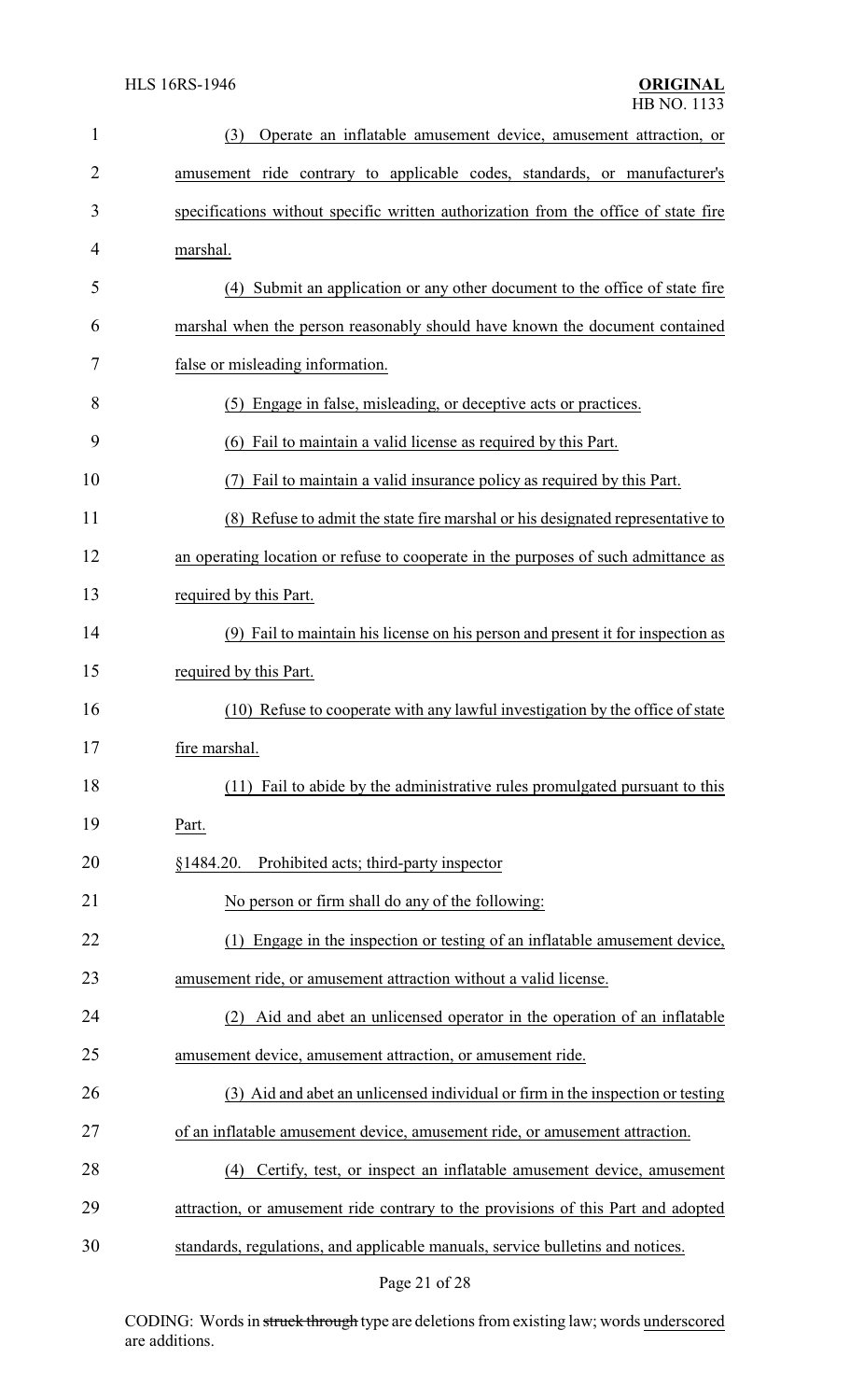(3) Operate an inflatable amusement device, amusement attraction, or amusement ride contrary to applicable codes, standards, or manufacturer's specifications without specific written authorization from the office of state fire marshal.

(4) Submit an application or any other document to the office of state fire marshal when the person reasonably should have known the document contained false or misleading information.

(5) Engage in false, misleading, or deceptive acts or practices.

(6) Fail to maintain a valid license as required by this Part.

(7) Fail to maintain a valid insurance policy as required by this Part.

(8) Refuse to admit the state fire marshal or his designated representative to an operating location or refuse to cooperate in the purposes of such admittance as required by this Part.

(9) Fail to maintain his license on his person and present it for inspection as required by this Part.

(10) Refuse to cooperate with any lawful investigation by the office of state fire marshal.

(11) Fail to abide by the administrative rules promulgated pursuant to this Part.

§1484.20. Prohibited acts; third-party inspector

No person or firm shall do any of the following:

(1) Engage in the inspection or testing of an inflatable amusement device, amusement ride, or amusement attraction without a valid license.

(2) Aid and abet an unlicensed operator in the operation of an inflatable amusement device, amusement attraction, or amusement ride.

(3) Aid and abet an unlicensed individual or firm in the inspection or testing of an inflatable amusement device, amusement ride, or amusement attraction.

(4) Certify, test, or inspect an inflatable amusement device, amusement attraction, or amusement ride contrary to the provisions of this Part and adopted standards, regulations, and applicable manuals, service bulletins and notices.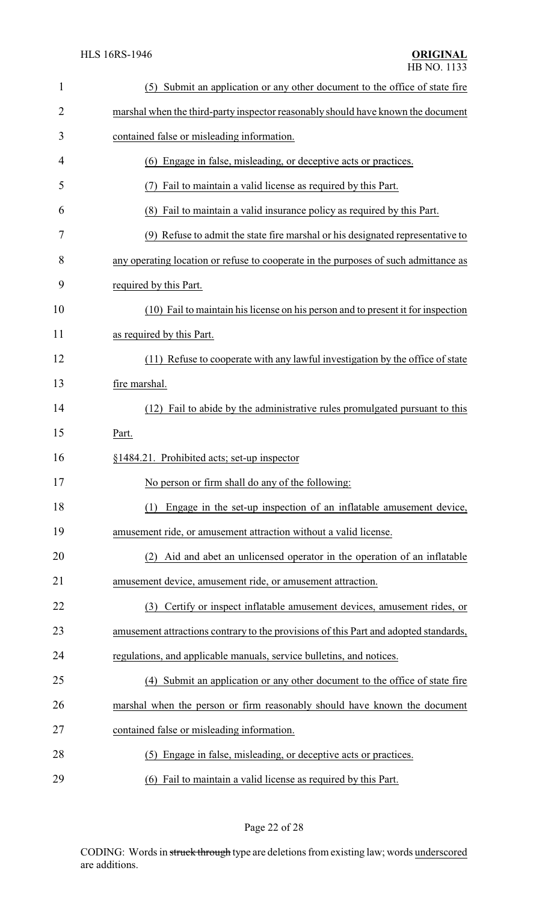(5) Submit an application or any other document to the office of state fire marshal when the third-party inspector reasonably should have known the document contained false or misleading information.

(6) Engage in false, misleading, or deceptive acts or practices.

(7) Fail to maintain a valid license as required by this Part.

(8) Fail to maintain a valid insurance policy as required by this Part.

(9) Refuse to admit the state fire marshal or his designated representative to any operating location or refuse to cooperate in the purposes of such admittance as required by this Part.

(10) Fail to maintain his license on his person and to present it for inspection as required by this Part.

(11) Refuse to cooperate with any lawful investigation by the office of state fire marshal.

(12) Fail to abide by the administrative rules promulgated pursuant to this Part.

§1484.21. Prohibited acts; set-up inspector

No person or firm shall do any of the following:

(1) Engage in the set-up inspection of an inflatable amusement device, amusement ride, or amusement attraction without a valid license.

(2) Aid and abet an unlicensed operator in the operation of an inflatable amusement device, amusement ride, or amusement attraction.

(3) Certify or inspect inflatable amusement devices, amusement rides, or amusement attractions contrary to the provisions of this Part and adopted standards, regulations, and applicable manuals, service bulletins, and notices.

(4) Submit an application or any other document to the office of state fire marshal when the person or firm reasonably should have known the document contained false or misleading information.

(5) Engage in false, misleading, or deceptive acts or practices.

(6) Fail to maintain a valid license as required by this Part.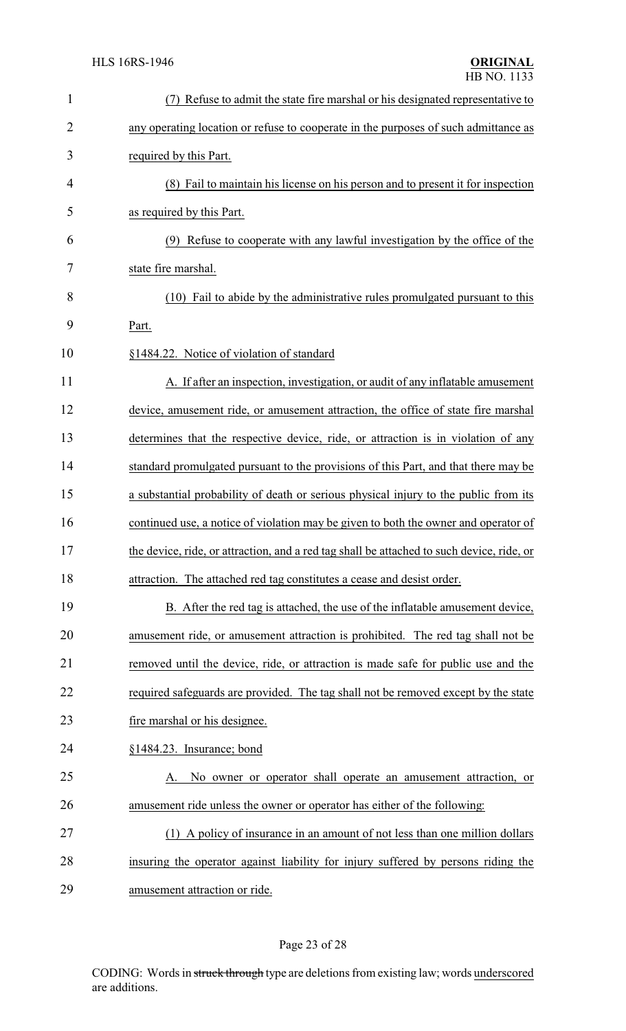(7) Refuse to admit the state fire marshal or his designated representative to any operating location or refuse to cooperate in the purposes of such admittance as required by this Part.

(8) Fail to maintain his license on his person and to present it for inspection as required by this Part.

(9) Refuse to cooperate with any lawful investigation by the office of the state fire marshal.

(10) Fail to abide by the administrative rules promulgated pursuant to this Part.

§1484.22. Notice of violation of standard

A. If after an inspection, investigation, or audit of any inflatable amusement device, amusement ride, or amusement attraction, the office of state fire marshal determines that the respective device, ride, or attraction is in violation of any standard promulgated pursuant to the provisions of this Part, and that there may be a substantial probability of death or serious physical injury to the public from its continued use, a notice of violation may be given to both the owner and operator of the device, ride, or attraction, and a red tag shall be attached to such device, ride, or attraction. The attached red tag constitutes a cease and desist order.

B. After the red tag is attached, the use of the inflatable amusement device, amusement ride, or amusement attraction is prohibited. The red tag shall not be removed until the device, ride, or attraction is made safe for public use and the required safeguards are provided. The tag shall not be removed except by the state fire marshal or his designee.

§1484.23. Insurance; bond

A. No owner or operator shall operate an amusement attraction, or amusement ride unless the owner or operator has either of the following:

(1) A policy of insurance in an amount of not less than one million dollars insuring the operator against liability for injury suffered by persons riding the amusement attraction or ride.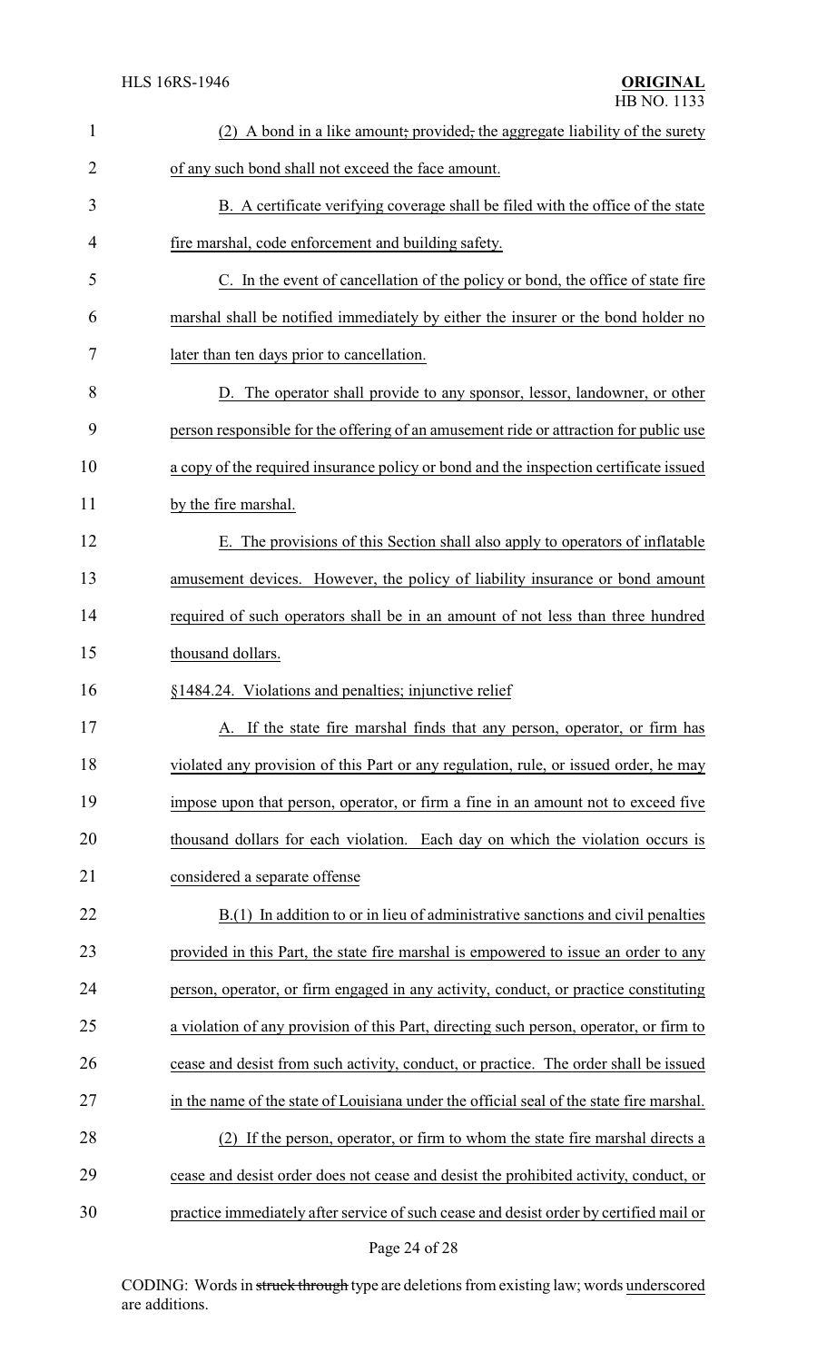(2) A bond in a like amount~~;~~ provided~~,~~ the aggregate liability of the surety of any such bond shall not exceed the face amount.

B. A certificate verifying coverage shall be filed with the office of the state fire marshal, code enforcement and building safety.

C. In the event of cancellation of the policy or bond, the office of state fire marshal shall be notified immediately by either the insurer or the bond holder no later than ten days prior to cancellation.

D. The operator shall provide to any sponsor, lessor, landowner, or other person responsible for the offering of an amusement ride or attraction for public use a copy of the required insurance policy or bond and the inspection certificate issued by the fire marshal.

E. The provisions of this Section shall also apply to operators of inflatable amusement devices. However, the policy of liability insurance or bond amount required of such operators shall be in an amount of not less than three hundred thousand dollars.

§1484.24. Violations and penalties; injunctive relief

A. If the state fire marshal finds that any person, operator, or firm has violated any provision of this Part or any regulation, rule, or issued order, he may impose upon that person, operator, or firm a fine in an amount not to exceed five thousand dollars for each violation. Each day on which the violation occurs is considered a separate offense

B.(1) In addition to or in lieu of administrative sanctions and civil penalties provided in this Part, the state fire marshal is empowered to issue an order to any person, operator, or firm engaged in any activity, conduct, or practice constituting a violation of any provision of this Part, directing such person, operator, or firm to cease and desist from such activity, conduct, or practice. The order shall be issued in the name of the state of Louisiana under the official seal of the state fire marshal.

(2) If the person, operator, or firm to whom the state fire marshal directs a cease and desist order does not cease and desist the prohibited activity, conduct, or practice immediately after service of such cease and desist order by certified mail or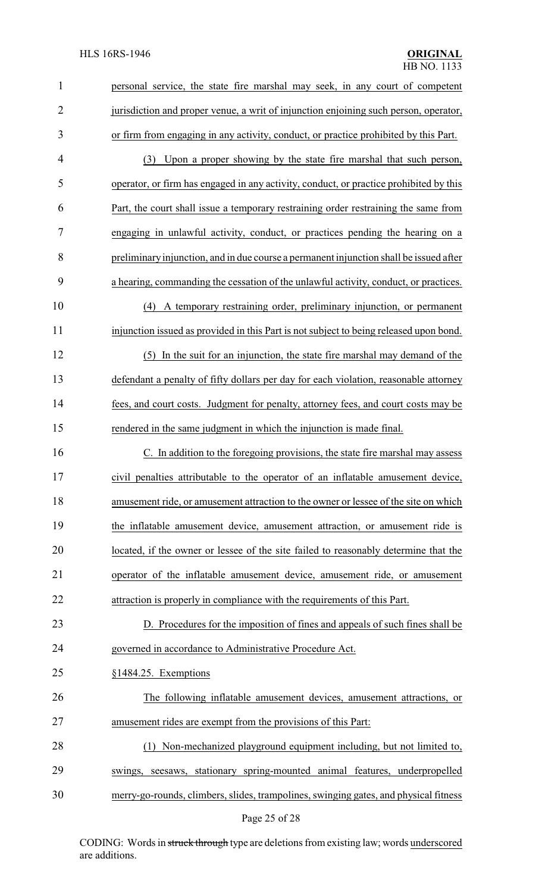personal service, the state fire marshal may seek, in any court of competent jurisdiction and proper venue, a writ of injunction enjoining such person, operator, or firm from engaging in any activity, conduct, or practice prohibited by this Part.

(3) Upon a proper showing by the state fire marshal that such person, operator, or firm has engaged in any activity, conduct, or practice prohibited by this Part, the court shall issue a temporary restraining order restraining the same from engaging in unlawful activity, conduct, or practices pending the hearing on a preliminary injunction, and in due course a permanent injunction shall be issued after a hearing, commanding the cessation of the unlawful activity, conduct, or practices.

(4) A temporary restraining order, preliminary injunction, or permanent injunction issued as provided in this Part is not subject to being released upon bond.

(5) In the suit for an injunction, the state fire marshal may demand of the defendant a penalty of fifty dollars per day for each violation, reasonable attorney fees, and court costs. Judgment for penalty, attorney fees, and court costs may be rendered in the same judgment in which the injunction is made final.

C. In addition to the foregoing provisions, the state fire marshal may assess civil penalties attributable to the operator of an inflatable amusement device, amusement ride, or amusement attraction to the owner or lessee of the site on which the inflatable amusement device, amusement attraction, or amusement ride is located, if the owner or lessee of the site failed to reasonably determine that the operator of the inflatable amusement device, amusement ride, or amusement attraction is properly in compliance with the requirements of this Part.

D. Procedures for the imposition of fines and appeals of such fines shall be governed in accordance to Administrative Procedure Act.

§1484.25. Exemptions

The following inflatable amusement devices, amusement attractions, or amusement rides are exempt from the provisions of this Part:

(1) Non-mechanized playground equipment including, but not limited to, swings, seesaws, stationary spring-mounted animal features, underpropelled merry-go-rounds, climbers, slides, trampolines, swinging gates, and physical fitness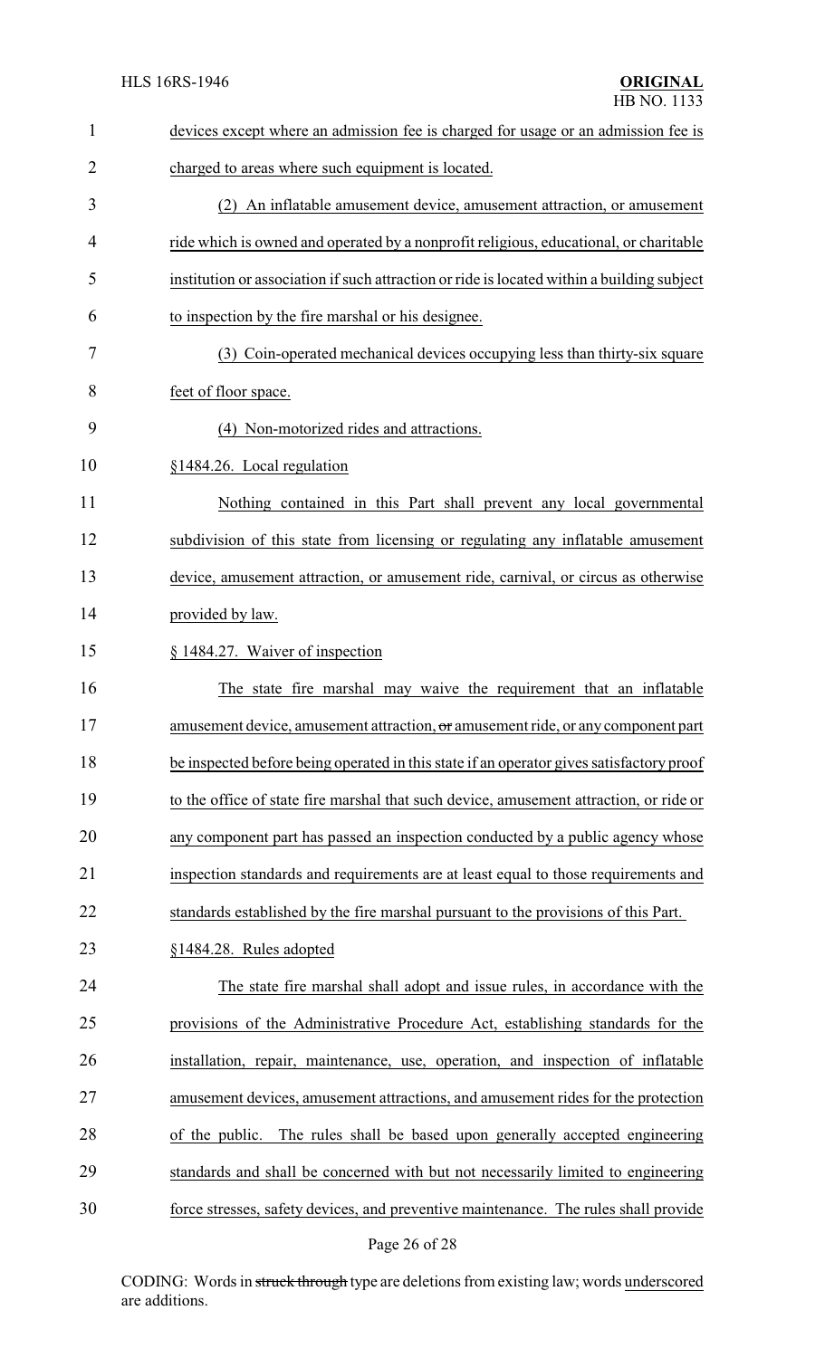devices except where an admission fee is charged for usage or an admission fee is charged to areas where such equipment is located.

(2) An inflatable amusement device, amusement attraction, or amusement ride which is owned and operated by a nonprofit religious, educational, or charitable institution or association if such attraction or ride is located within a building subject to inspection by the fire marshal or his designee.

(3) Coin-operated mechanical devices occupying less than thirty-six square feet of floor space.

(4) Non-motorized rides and attractions.

§1484.26. Local regulation

Nothing contained in this Part shall prevent any local governmental subdivision of this state from licensing or regulating any inflatable amusement device, amusement attraction, or amusement ride, carnival, or circus as otherwise provided by law.

§ 1484.27. Waiver of inspection

The state fire marshal may waive the requirement that an inflatable amusement device, amusement attraction, ~~or~~ amusement ride, or any component part be inspected before being operated in this state if an operator gives satisfactory proof to the office of state fire marshal that such device, amusement attraction, or ride or any component part has passed an inspection conducted by a public agency whose inspection standards and requirements are at least equal to those requirements and standards established by the fire marshal pursuant to the provisions of this Part.

§1484.28. Rules adopted

The state fire marshal shall adopt and issue rules, in accordance with the provisions of the Administrative Procedure Act, establishing standards for the installation, repair, maintenance, use, operation, and inspection of inflatable amusement devices, amusement attractions, and amusement rides for the protection of the public. The rules shall be based upon generally accepted engineering standards and shall be concerned with but not necessarily limited to engineering force stresses, safety devices, and preventive maintenance. The rules shall provide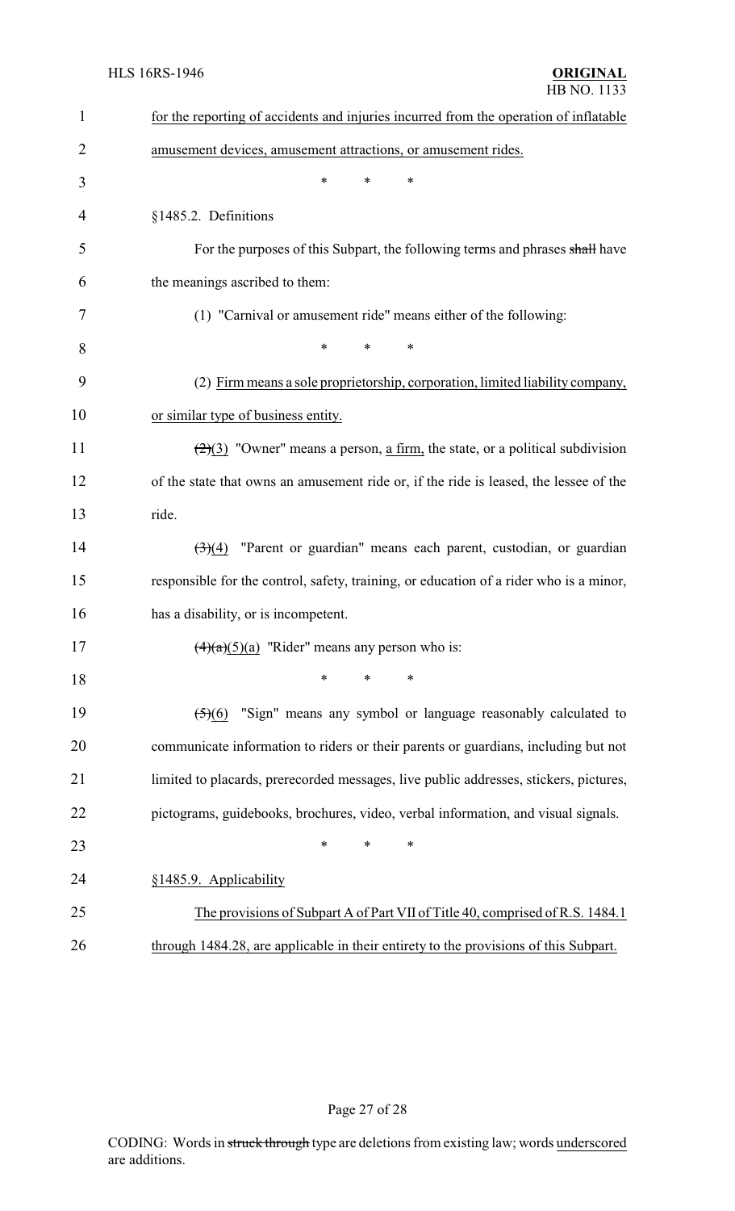for the reporting of accidents and injuries incurred from the operation of inflatable amusement devices, amusement attractions, or amusement rides.

\* \* \*

§1485.2. Definitions

For the purposes of this Subpart, the following terms and phrases ~~shall~~ have the meanings ascribed to them:

(1) "Carnival or amusement ride" means either of the following:

\* \* \*

(2) Firm means a sole proprietorship, corporation, limited liability company, or similar type of business entity.

~~(2)~~(3) "Owner" means a person, a firm, the state, or a political subdivision of the state that owns an amusement ride or, if the ride is leased, the lessee of the ride.

~~(3)~~(4) "Parent or guardian" means each parent, custodian, or guardian responsible for the control, safety, training, or education of a rider who is a minor, has a disability, or is incompetent.

~~(4)(a)~~(5)(a) "Rider" means any person who is:

\* \* \*

~~(5)~~(6) "Sign" means any symbol or language reasonably calculated to communicate information to riders or their parents or guardians, including but not limited to placards, prerecorded messages, live public addresses, stickers, pictures, pictograms, guidebooks, brochures, video, verbal information, and visual signals.

\* \* \*

§1485.9. Applicability

The provisions of Subpart A of Part VII of Title 40, comprised of R.S. 1484.1 through 1484.28, are applicable in their entirety to the provisions of this Subpart.

CODING: Words in ~~struck through~~ type are deletions from existing law; words underscored are additions.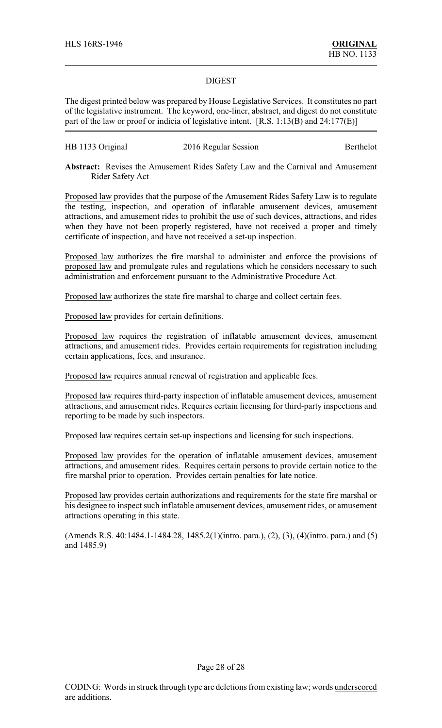HLS 16RS-1946 **ORIGINAL**
HB NO. 1133

DIGEST

The digest printed below was prepared by House Legislative Services. It constitutes no part of the legislative instrument. The keyword, one-liner, abstract, and digest do not constitute part of the law or proof or indicia of legislative intent. [R.S. 1:13(B) and 24:177(E)]

HB 1133 Original 2016 Regular Session Berthelot

**Abstract:** Revises the Amusement Rides Safety Law and the Carnival and Amusement Rider Safety Act

Proposed law provides that the purpose of the Amusement Rides Safety Law is to regulate the testing, inspection, and operation of inflatable amusement devices, amusement attractions, and amusement rides to prohibit the use of such devices, attractions, and rides when they have not been properly registered, have not received a proper and timely certificate of inspection, and have not received a set-up inspection.

Proposed law authorizes the fire marshal to administer and enforce the provisions of proposed law and promulgate rules and regulations which he considers necessary to such administration and enforcement pursuant to the Administrative Procedure Act.

Proposed law authorizes the state fire marshal to charge and collect certain fees.

Proposed law provides for certain definitions.

Proposed law requires the registration of inflatable amusement devices, amusement attractions, and amusement rides. Provides certain requirements for registration including certain applications, fees, and insurance.

Proposed law requires annual renewal of registration and applicable fees.

Proposed law requires third-party inspection of inflatable amusement devices, amusement attractions, and amusement rides. Requires certain licensing for third-party inspections and reporting to be made by such inspectors.

Proposed law requires certain set-up inspections and licensing for such inspections.

Proposed law provides for the operation of inflatable amusement devices, amusement attractions, and amusement rides. Requires certain persons to provide certain notice to the fire marshal prior to operation. Provides certain penalties for late notice.

Proposed law provides certain authorizations and requirements for the state fire marshal or his designee to inspect such inflatable amusement devices, amusement rides, or amusement attractions operating in this state.

(Amends R.S. 40:1484.1-1484.28, 1485.2(1)(intro. para.), (2), (3), (4)(intro. para.) and (5) and 1485.9)

CODING: Words in ~~struck through~~ type are deletions from existing law; words underscored are additions.